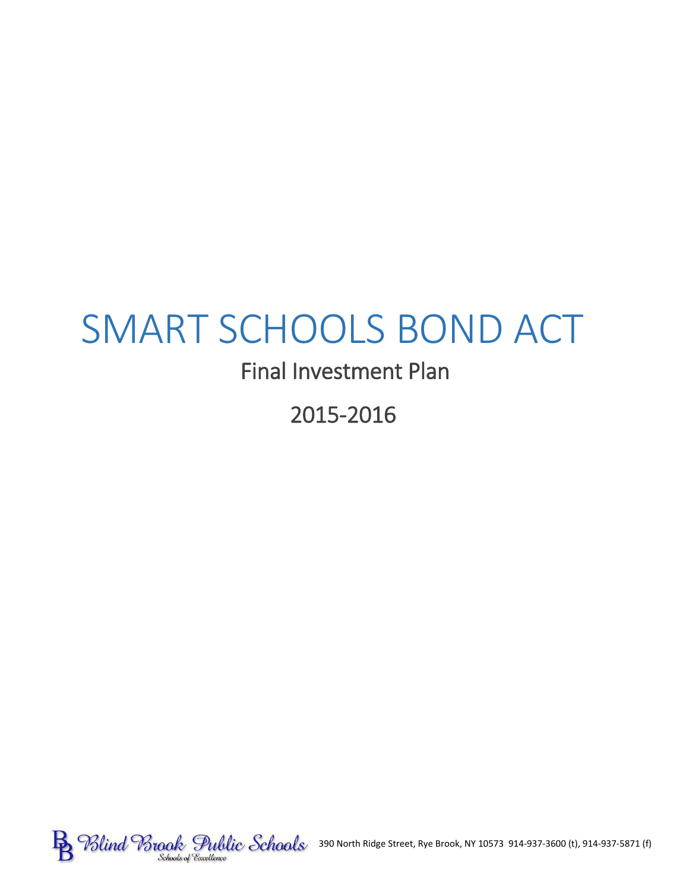# SMART SCHOOLS BOND ACT

## Final Investment Plan

## 2015-2016

Blind Brook Public Schools
Schools of Excellence

390 North Ridge Street, Rye Brook, NY 10573 914-937-3600 (t), 914-937-5871 (f)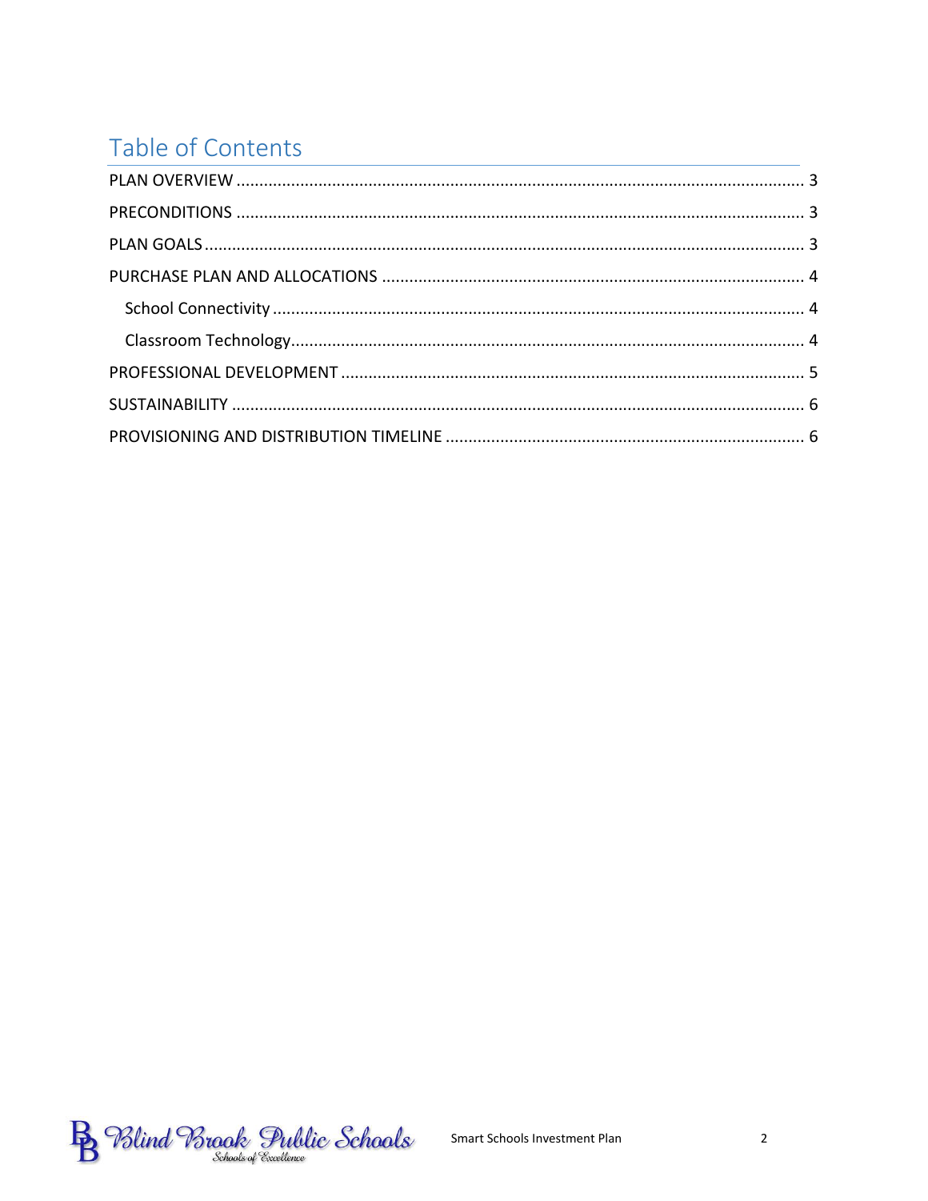# Table of Contents

PLAN OVERVIEW ........................................................................................................... 3

PRECONDITIONS ........................................................................................................... 3

PLAN GOALS .................................................................................................................. 3

PURCHASE PLAN AND ALLOCATIONS ............................................................................ 4

- School Connectivity .................................................................................................... 4
- Classroom Technology................................................................................................ 4

PROFESSIONAL DEVELOPMENT ..................................................................................... 5

SUSTAINABILITY ............................................................................................................ 6

PROVISIONING AND DISTRIBUTION TIMELINE .............................................................. 6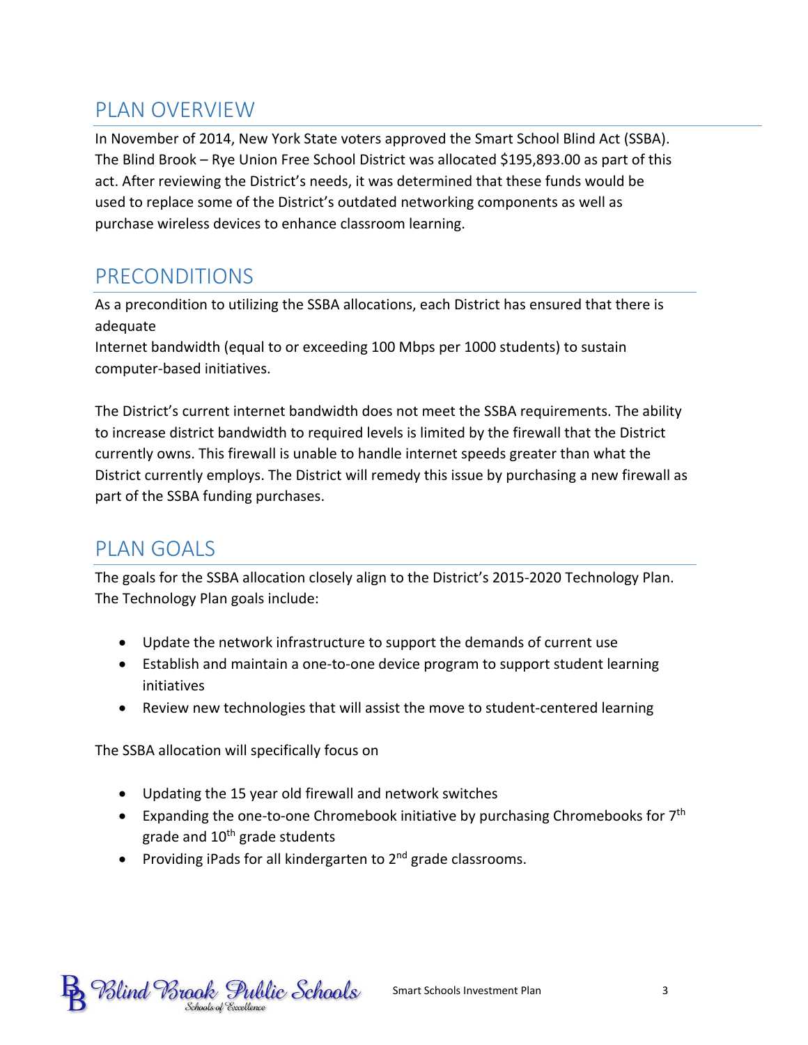## PLAN OVERVIEW

In November of 2014, New York State voters approved the Smart School Blind Act (SSBA). The Blind Brook – Rye Union Free School District was allocated $195,893.00 as part of this act. After reviewing the District's needs, it was determined that these funds would be used to replace some of the District's outdated networking components as well as purchase wireless devices to enhance classroom learning.

## PRECONDITIONS

As a precondition to utilizing the SSBA allocations, each District has ensured that there is adequate
Internet bandwidth (equal to or exceeding 100 Mbps per 1000 students) to sustain computer-based initiatives.

The District's current internet bandwidth does not meet the SSBA requirements. The ability to increase district bandwidth to required levels is limited by the firewall that the District currently owns. This firewall is unable to handle internet speeds greater than what the District currently employs. The District will remedy this issue by purchasing a new firewall as part of the SSBA funding purchases.

## PLAN GOALS

The goals for the SSBA allocation closely align to the District's 2015-2020 Technology Plan. The Technology Plan goals include:

- Update the network infrastructure to support the demands of current use
- Establish and maintain a one-to-one device program to support student learning initiatives
- Review new technologies that will assist the move to student-centered learning

The SSBA allocation will specifically focus on

- Updating the 15 year old firewall and network switches
- Expanding the one-to-one Chromebook initiative by purchasing Chromebooks for 7th grade and 10th grade students
- Providing iPads for all kindergarten to 2nd grade classrooms.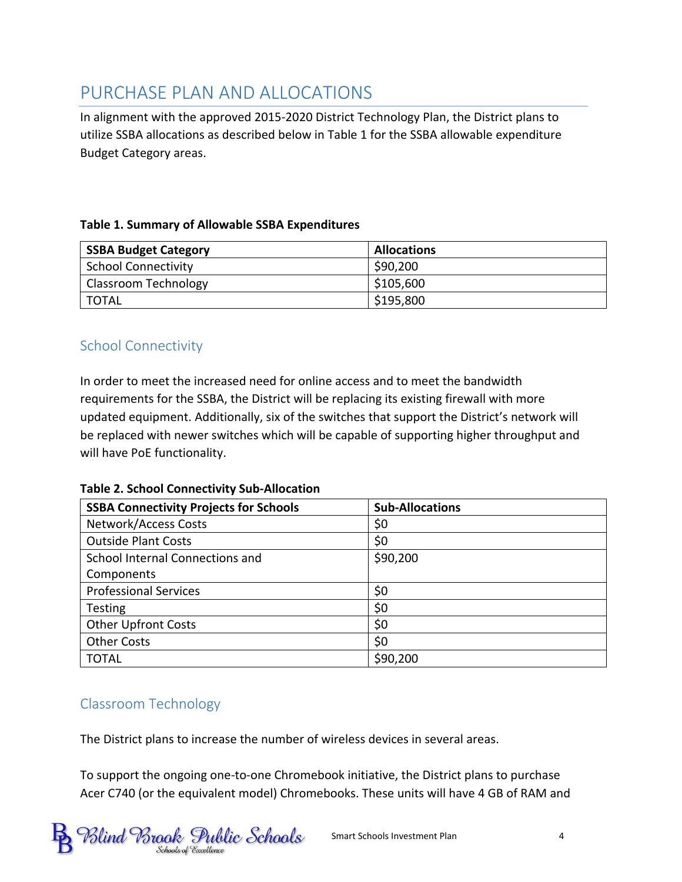# PURCHASE PLAN AND ALLOCATIONS

In alignment with the approved 2015-2020 District Technology Plan, the District plans to utilize SSBA allocations as described below in Table 1 for the SSBA allowable expenditure Budget Category areas.

**Table 1. Summary of Allowable SSBA Expenditures**

| SSBA Budget Category | Allocations |
|---|---|
| School Connectivity | $90,200 |
| Classroom Technology | $105,600 |
| TOTAL | $195,800 |

## School Connectivity

In order to meet the increased need for online access and to meet the bandwidth requirements for the SSBA, the District will be replacing its existing firewall with more updated equipment. Additionally, six of the switches that support the District's network will be replaced with newer switches which will be capable of supporting higher throughput and will have PoE functionality.

**Table 2. School Connectivity Sub-Allocation**

| SSBA Connectivity Projects for Schools | Sub-Allocations |
|---|---|
| Network/Access Costs | $0 |
| Outside Plant Costs | $0 |
| School Internal Connections and Components | $90,200 |
| Professional Services | $0 |
| Testing | $0 |
| Other Upfront Costs | $0 |
| Other Costs | $0 |
| TOTAL | $90,200 |

## Classroom Technology

The District plans to increase the number of wireless devices in several areas.

To support the ongoing one-to-one Chromebook initiative, the District plans to purchase Acer C740 (or the equivalent model) Chromebooks. These units will have 4 GB of RAM and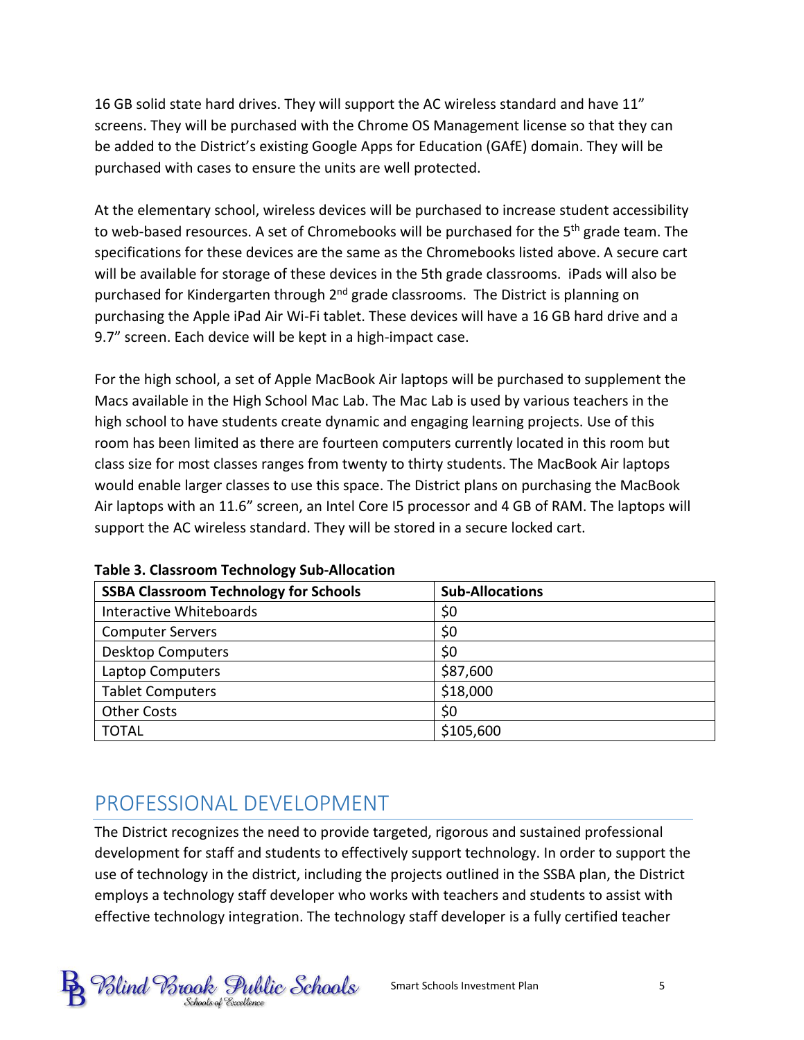16 GB solid state hard drives. They will support the AC wireless standard and have 11" screens. They will be purchased with the Chrome OS Management license so that they can be added to the District's existing Google Apps for Education (GAfE) domain. They will be purchased with cases to ensure the units are well protected.

At the elementary school, wireless devices will be purchased to increase student accessibility to web-based resources. A set of Chromebooks will be purchased for the 5th grade team. The specifications for these devices are the same as the Chromebooks listed above. A secure cart will be available for storage of these devices in the 5th grade classrooms. iPads will also be purchased for Kindergarten through 2nd grade classrooms. The District is planning on purchasing the Apple iPad Air Wi-Fi tablet. These devices will have a 16 GB hard drive and a 9.7" screen. Each device will be kept in a high-impact case.

For the high school, a set of Apple MacBook Air laptops will be purchased to supplement the Macs available in the High School Mac Lab. The Mac Lab is used by various teachers in the high school to have students create dynamic and engaging learning projects. Use of this room has been limited as there are fourteen computers currently located in this room but class size for most classes ranges from twenty to thirty students. The MacBook Air laptops would enable larger classes to use this space. The District plans on purchasing the MacBook Air laptops with an 11.6" screen, an Intel Core I5 processor and 4 GB of RAM. The laptops will support the AC wireless standard. They will be stored in a secure locked cart.

**Table 3. Classroom Technology Sub-Allocation**

| SSBA Classroom Technology for Schools | Sub-Allocations |
| --- | --- |
| Interactive Whiteboards | $0 |
| Computer Servers | $0 |
| Desktop Computers | $0 |
| Laptop Computers | $87,600 |
| Tablet Computers | $18,000 |
| Other Costs | $0 |
| TOTAL | $105,600 |

## PROFESSIONAL DEVELOPMENT

The District recognizes the need to provide targeted, rigorous and sustained professional development for staff and students to effectively support technology. In order to support the use of technology in the district, including the projects outlined in the SSBA plan, the District employs a technology staff developer who works with teachers and students to assist with effective technology integration. The technology staff developer is a fully certified teacher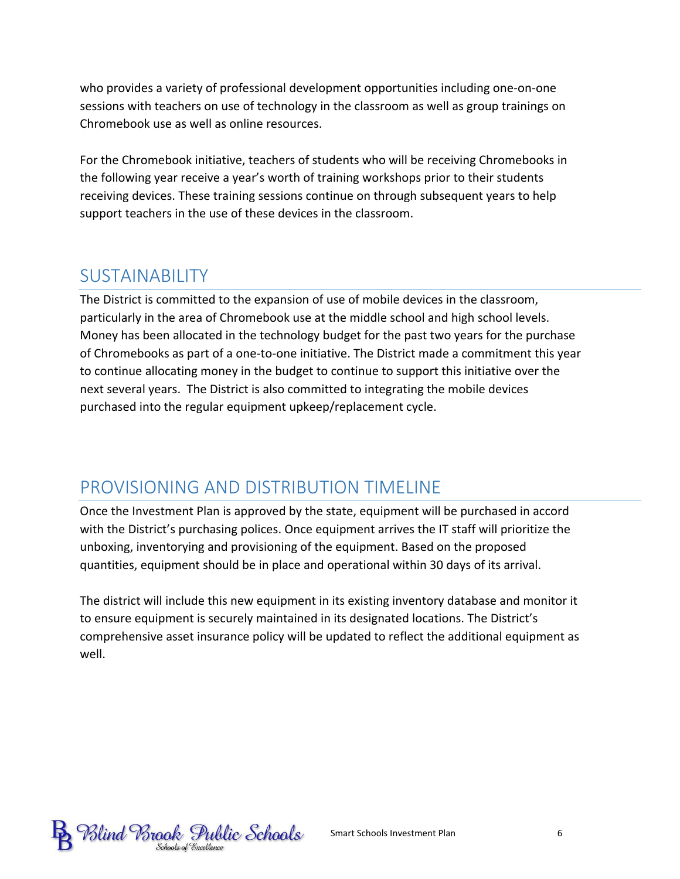who provides a variety of professional development opportunities including one-on-one sessions with teachers on use of technology in the classroom as well as group trainings on Chromebook use as well as online resources.

For the Chromebook initiative, teachers of students who will be receiving Chromebooks in the following year receive a year's worth of training workshops prior to their students receiving devices. These training sessions continue on through subsequent years to help support teachers in the use of these devices in the classroom.

## SUSTAINABILITY

The District is committed to the expansion of use of mobile devices in the classroom, particularly in the area of Chromebook use at the middle school and high school levels. Money has been allocated in the technology budget for the past two years for the purchase of Chromebooks as part of a one-to-one initiative. The District made a commitment this year to continue allocating money in the budget to continue to support this initiative over the next several years. The District is also committed to integrating the mobile devices purchased into the regular equipment upkeep/replacement cycle.

## PROVISIONING AND DISTRIBUTION TIMELINE

Once the Investment Plan is approved by the state, equipment will be purchased in accord with the District's purchasing polices. Once equipment arrives the IT staff will prioritize the unboxing, inventorying and provisioning of the equipment. Based on the proposed quantities, equipment should be in place and operational within 30 days of its arrival.

The district will include this new equipment in its existing inventory database and monitor it to ensure equipment is securely maintained in its designated locations. The District's comprehensive asset insurance policy will be updated to reflect the additional equipment as well.